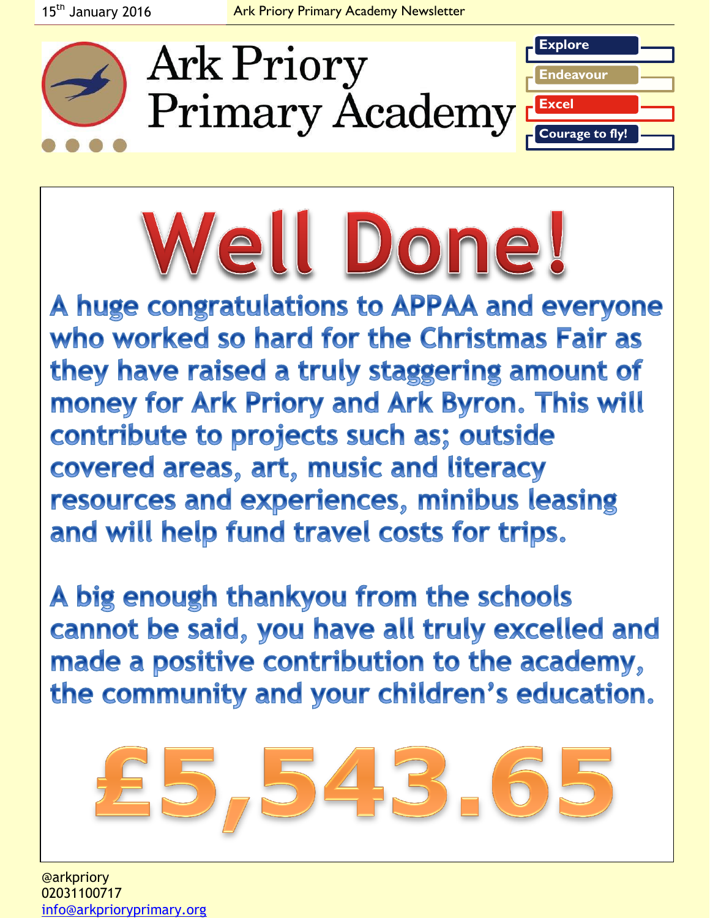# Ark Priory Primary Academy

**Explore**

**Endeavour**

**Excel**

**Courage to fly!**

# Well Done!

**A huge congratulations to APPAA and everyone who worked so hard for the Christmas Fair as they have raised a truly staggering amount of money for Ark Priory and Ark Byron. This will contribute to projects such as; outside covered areas, art, music and literacy resources and experiences, minibus leasing and will help fund travel costs for trips.**

**A big enough thankyou from the schools cannot be said, you have all truly excelled and made a positive contribution to the academy, the community and your children's education.**

# £5,543.65

@arkpriory
02031100717
info@arkprioryprimary.org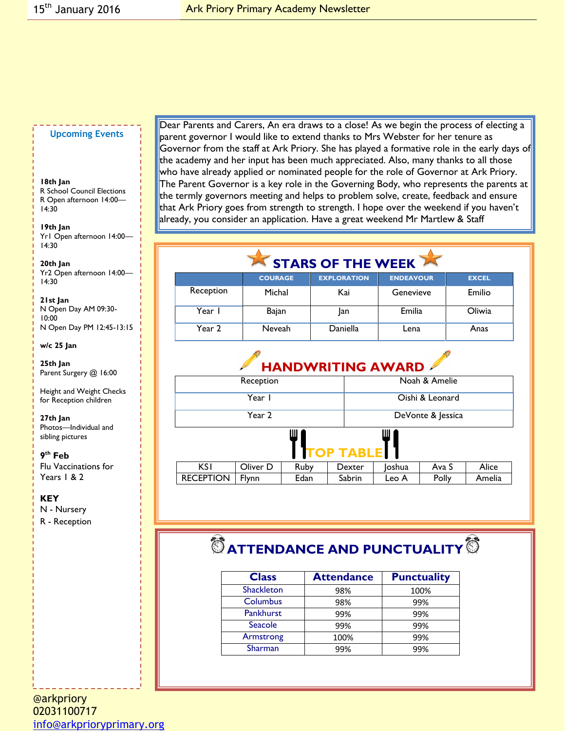Dear Parents and Carers, An era draws to a close! As we begin the process of electing a parent governor I would like to extend thanks to Mrs Webster for her tenure as Governor from the staff at Ark Priory. She has played a formative role in the early days of the academy and her input has been much appreciated. Also, many thanks to all those who have already applied or nominated people for the role of Governor at Ark Priory. The Parent Governor is a key role in the Governing Body, who represents the parents at the termly governors meeting and helps to problem solve, create, feedback and ensure that Ark Priory goes from strength to strength. I hope over the weekend if you haven't already, you consider an application. Have a great weekend Mr Martlew & Staff

## STARS OF THE WEEK

| | COURAGE | EXPLORATION | ENDEAVOUR | EXCEL |
|---|---|---|---|---|
| Reception | Michal | Kai | Genevieve | Emilio |
| Year 1 | Bajan | Jan | Emilia | Oliwia |
| Year 2 | Neveah | Daniella | Lena | Anas |

## HANDWRITING AWARD

| | |
|---|---|
| Reception | Noah & Amelie |
| Year 1 | Oishi & Leonard |
| Year 2 | DeVonte & Jessica |

## TOP TABLE

| | | | | | | |
|---|---|---|---|---|---|---|
| KS1 | Oliver D | Ruby | Dexter | Joshua | Ava S | Alice |
| RECEPTION | Flynn | Edan | Sabrin | Leo A | Polly | Amelia |

## ATTENDANCE AND PUNCTUALITY

| Class | Attendance | Punctuality |
|---|---|---|
| Shackleton | 98% | 100% |
| Columbus | 98% | 99% |
| Pankhurst | 99% | 99% |
| Seacole | 99% | 99% |
| Armstrong | 100% | 99% |
| Sharman | 99% | 99% |

### Upcoming Events

**18th Jan**
R School Council Elections
R Open afternoon 14:00—14:30

**19th Jan**
Yr1 Open afternoon 14:00—14:30

**20th Jan**
Yr2 Open afternoon 14:00—14:30

**21st Jan**
N Open Day AM 09:30-10:00
N Open Day PM 12:45-13:15

**w/c 25 Jan**

**25th Jan**
Parent Surgery @ 16:00

Height and Weight Checks for Reception children

**27th Jan**
Photos—Individual and sibling pictures

**9th Feb**
Flu Vaccinations for Years 1 & 2

**KEY**
N - Nursery
R - Reception

@arkpriory
02031100717
info@arkprioryprimary.org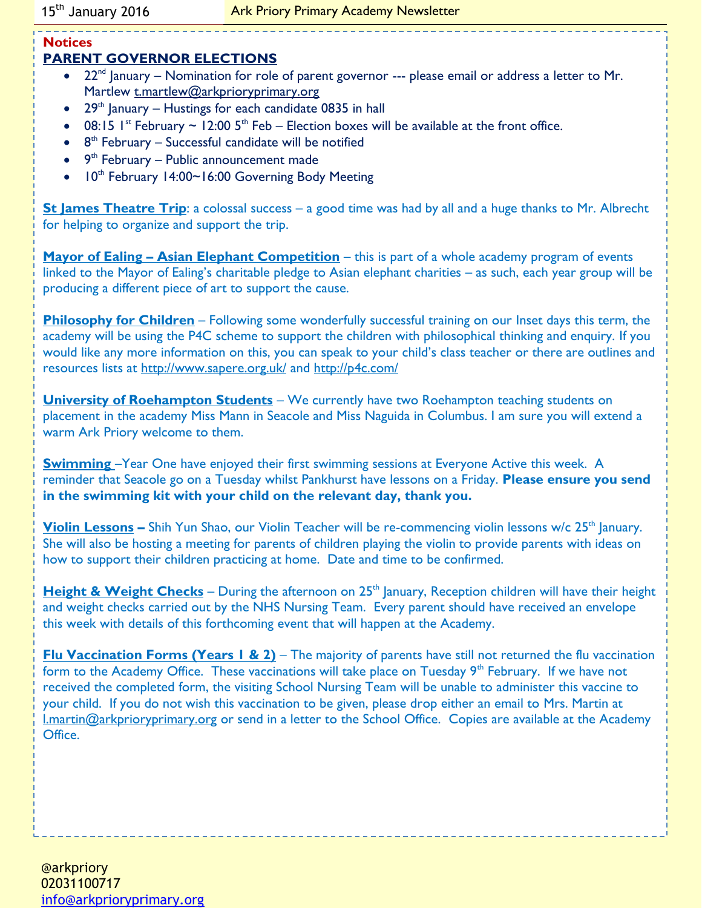**Notices**

## PARENT GOVERNOR ELECTIONS

- 22nd January – Nomination for role of parent governor --- please email or address a letter to Mr. Martlew t.martlew@arkprioryprimary.org
- 29th January – Hustings for each candidate 0835 in hall
- 08:15 1st February ~ 12:00 5th Feb – Election boxes will be available at the front office.
- 8th February – Successful candidate will be notified
- 9th February – Public announcement made
- 10th February 14:00~16:00 Governing Body Meeting

**St James Theatre Trip**: a colossal success – a good time was had by all and a huge thanks to Mr. Albrecht for helping to organize and support the trip.

**Mayor of Ealing – Asian Elephant Competition** – this is part of a whole academy program of events linked to the Mayor of Ealing's charitable pledge to Asian elephant charities – as such, each year group will be producing a different piece of art to support the cause.

**Philosophy for Children** – Following some wonderfully successful training on our Inset days this term, the academy will be using the P4C scheme to support the children with philosophical thinking and enquiry. If you would like any more information on this, you can speak to your child's class teacher or there are outlines and resources lists at http://www.sapere.org.uk/ and http://p4c.com/

**University of Roehampton Students** – We currently have two Roehampton teaching students on placement in the academy Miss Mann in Seacole and Miss Naguida in Columbus. I am sure you will extend a warm Ark Priory welcome to them.

**Swimming** –Year One have enjoyed their first swimming sessions at Everyone Active this week. A reminder that Seacole go on a Tuesday whilst Pankhurst have lessons on a Friday. **Please ensure you send in the swimming kit with your child on the relevant day, thank you.**

**Violin Lessons –** Shih Yun Shao, our Violin Teacher will be re-commencing violin lessons w/c 25th January. She will also be hosting a meeting for parents of children playing the violin to provide parents with ideas on how to support their children practicing at home. Date and time to be confirmed.

**Height & Weight Checks** – During the afternoon on 25th January, Reception children will have their height and weight checks carried out by the NHS Nursing Team. Every parent should have received an envelope this week with details of this forthcoming event that will happen at the Academy.

**Flu Vaccination Forms (Years 1 & 2)** – The majority of parents have still not returned the flu vaccination form to the Academy Office. These vaccinations will take place on Tuesday 9th February. If we have not received the completed form, the visiting School Nursing Team will be unable to administer this vaccine to your child. If you do not wish this vaccination to be given, please drop either an email to Mrs. Martin at l.martin@arkprioryprimary.org or send in a letter to the School Office. Copies are available at the Academy Office.

@arkpriory
02031100717
info@arkprioryprimary.org